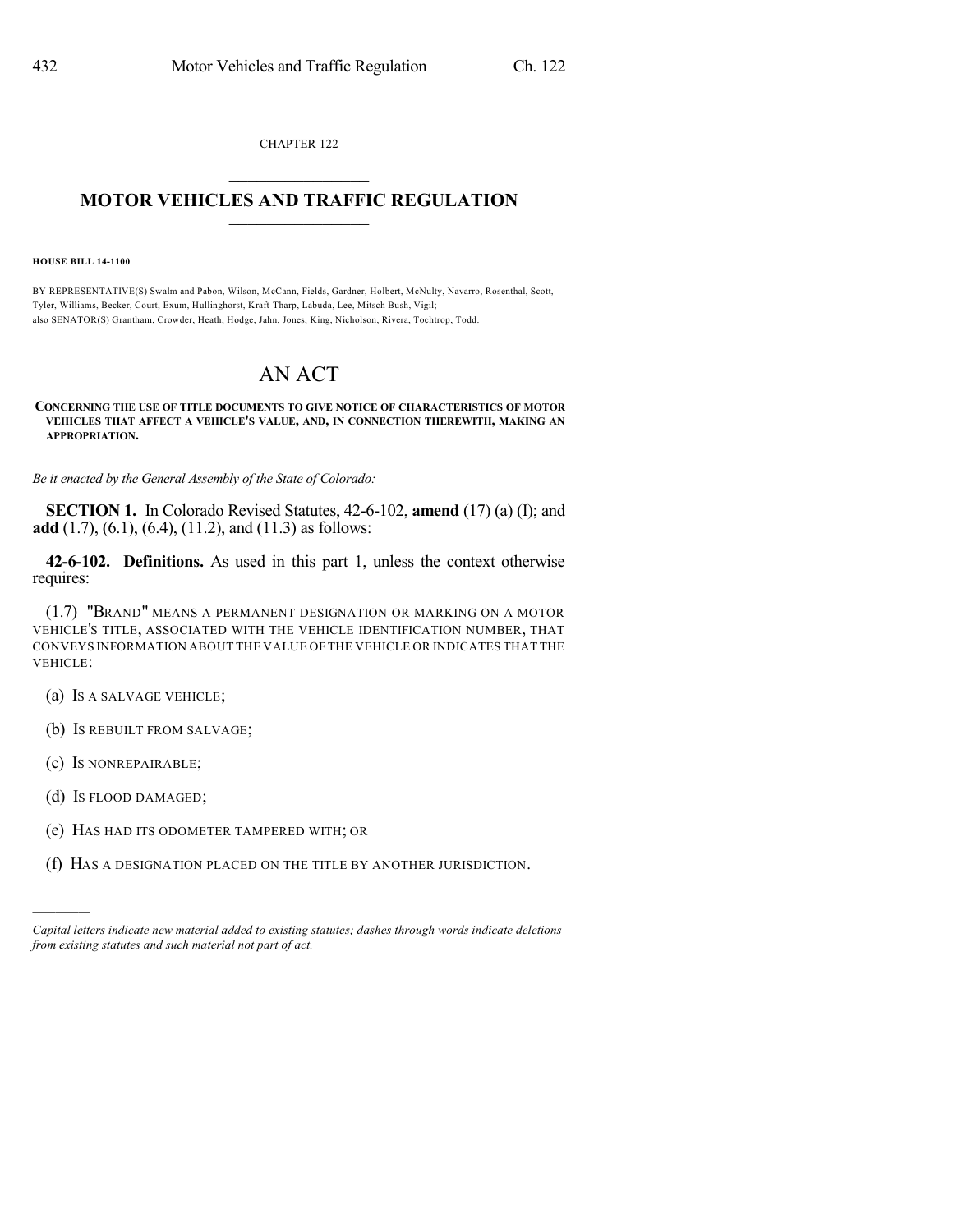CHAPTER 122

# MOTOR VEHICLES AND TRAFFIC REGULATION

**HOUSE BILL 14-1100**

BY REPRESENTATIVE(S) Swalm and Pabon, Wilson, McCann, Fields, Gardner, Holbert, McNulty, Navarro, Rosenthal, Scott, Tyler, Williams, Becker, Court, Exum, Hullinghorst, Kraft-Tharp, Labuda, Lee, Mitsch Bush, Vigil;
also SENATOR(S) Grantham, Crowder, Heath, Hodge, Jahn, Jones, King, Nicholson, Rivera, Tochtrop, Todd.

# AN ACT

**CONCERNING THE USE OF TITLE DOCUMENTS TO GIVE NOTICE OF CHARACTERISTICS OF MOTOR VEHICLES THAT AFFECT A VEHICLE'S VALUE, AND, IN CONNECTION THEREWITH, MAKING AN APPROPRIATION.**

*Be it enacted by the General Assembly of the State of Colorado:*

**SECTION 1.** In Colorado Revised Statutes, 42-6-102, **amend** (17) (a) (I); and **add** (1.7), (6.1), (6.4), (11.2), and (11.3) as follows:

**42-6-102. Definitions.** As used in this part 1, unless the context otherwise requires:

(1.7) "BRAND" MEANS A PERMANENT DESIGNATION OR MARKING ON A MOTOR VEHICLE'S TITLE, ASSOCIATED WITH THE VEHICLE IDENTIFICATION NUMBER, THAT CONVEYS INFORMATION ABOUT THE VALUE OF THE VEHICLE OR INDICATES THAT THE VEHICLE:

(a) IS A SALVAGE VEHICLE;

(b) IS REBUILT FROM SALVAGE;

(c) IS NONREPAIRABLE;

(d) IS FLOOD DAMAGED;

(e) HAS HAD ITS ODOMETER TAMPERED WITH; OR

(f) HAS A DESIGNATION PLACED ON THE TITLE BY ANOTHER JURISDICTION.

---

*Capital letters indicate new material added to existing statutes; dashes through words indicate deletions from existing statutes and such material not part of act.*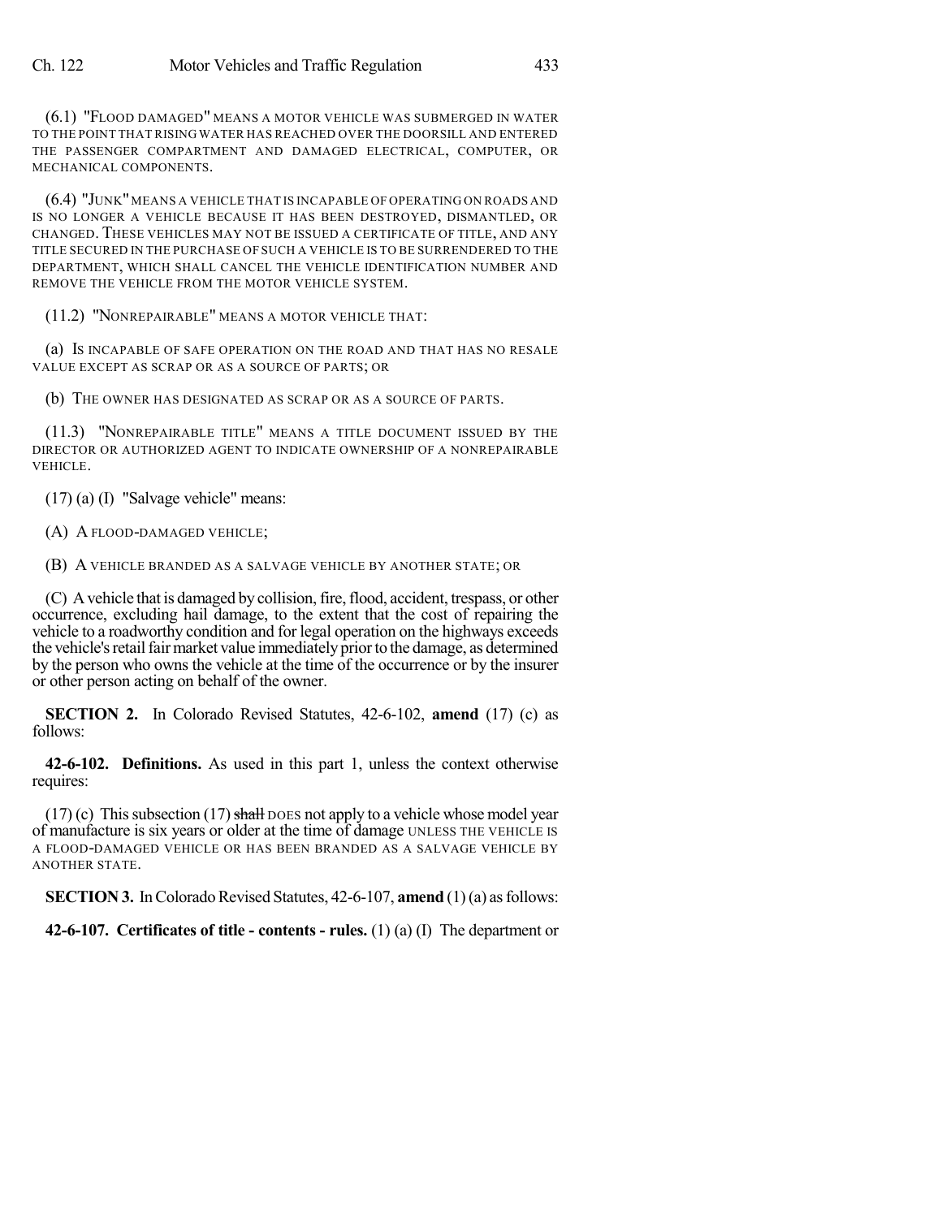(6.1) "FLOOD DAMAGED" MEANS A MOTOR VEHICLE WAS SUBMERGED IN WATER TO THE POINT THAT RISING WATER HAS REACHED OVER THE DOORSILL AND ENTERED THE PASSENGER COMPARTMENT AND DAMAGED ELECTRICAL, COMPUTER, OR MECHANICAL COMPONENTS.

(6.4) "JUNK" MEANS A VEHICLE THAT IS INCAPABLE OF OPERATING ON ROADS AND IS NO LONGER A VEHICLE BECAUSE IT HAS BEEN DESTROYED, DISMANTLED, OR CHANGED. THESE VEHICLES MAY NOT BE ISSUED A CERTIFICATE OF TITLE, AND ANY TITLE SECURED IN THE PURCHASE OF SUCH A VEHICLE IS TO BE SURRENDERED TO THE DEPARTMENT, WHICH SHALL CANCEL THE VEHICLE IDENTIFICATION NUMBER AND REMOVE THE VEHICLE FROM THE MOTOR VEHICLE SYSTEM.

(11.2) "NONREPAIRABLE" MEANS A MOTOR VEHICLE THAT:

(a) IS INCAPABLE OF SAFE OPERATION ON THE ROAD AND THAT HAS NO RESALE VALUE EXCEPT AS SCRAP OR AS A SOURCE OF PARTS; OR

(b) THE OWNER HAS DESIGNATED AS SCRAP OR AS A SOURCE OF PARTS.

(11.3) "NONREPAIRABLE TITLE" MEANS A TITLE DOCUMENT ISSUED BY THE DIRECTOR OR AUTHORIZED AGENT TO INDICATE OWNERSHIP OF A NONREPAIRABLE VEHICLE.

(17) (a) (I) "Salvage vehicle" means:

(A) A FLOOD-DAMAGED VEHICLE;

(B) A VEHICLE BRANDED AS A SALVAGE VEHICLE BY ANOTHER STATE; OR

(C) A vehicle that is damaged by collision, fire, flood, accident, trespass, or other occurrence, excluding hail damage, to the extent that the cost of repairing the vehicle to a roadworthy condition and for legal operation on the highways exceeds the vehicle's retail fair market value immediately prior to the damage, as determined by the person who owns the vehicle at the time of the occurrence or by the insurer or other person acting on behalf of the owner.

**SECTION 2.** In Colorado Revised Statutes, 42-6-102, **amend** (17) (c) as follows:

**42-6-102. Definitions.** As used in this part 1, unless the context otherwise requires:

(17) (c) This subsection (17) ~~shall~~ DOES not apply to a vehicle whose model year of manufacture is six years or older at the time of damage UNLESS THE VEHICLE IS A FLOOD-DAMAGED VEHICLE OR HAS BEEN BRANDED AS A SALVAGE VEHICLE BY ANOTHER STATE.

**SECTION 3.** In Colorado Revised Statutes, 42-6-107, **amend** (1) (a) as follows:

**42-6-107. Certificates of title - contents - rules.** (1) (a) (I) The department or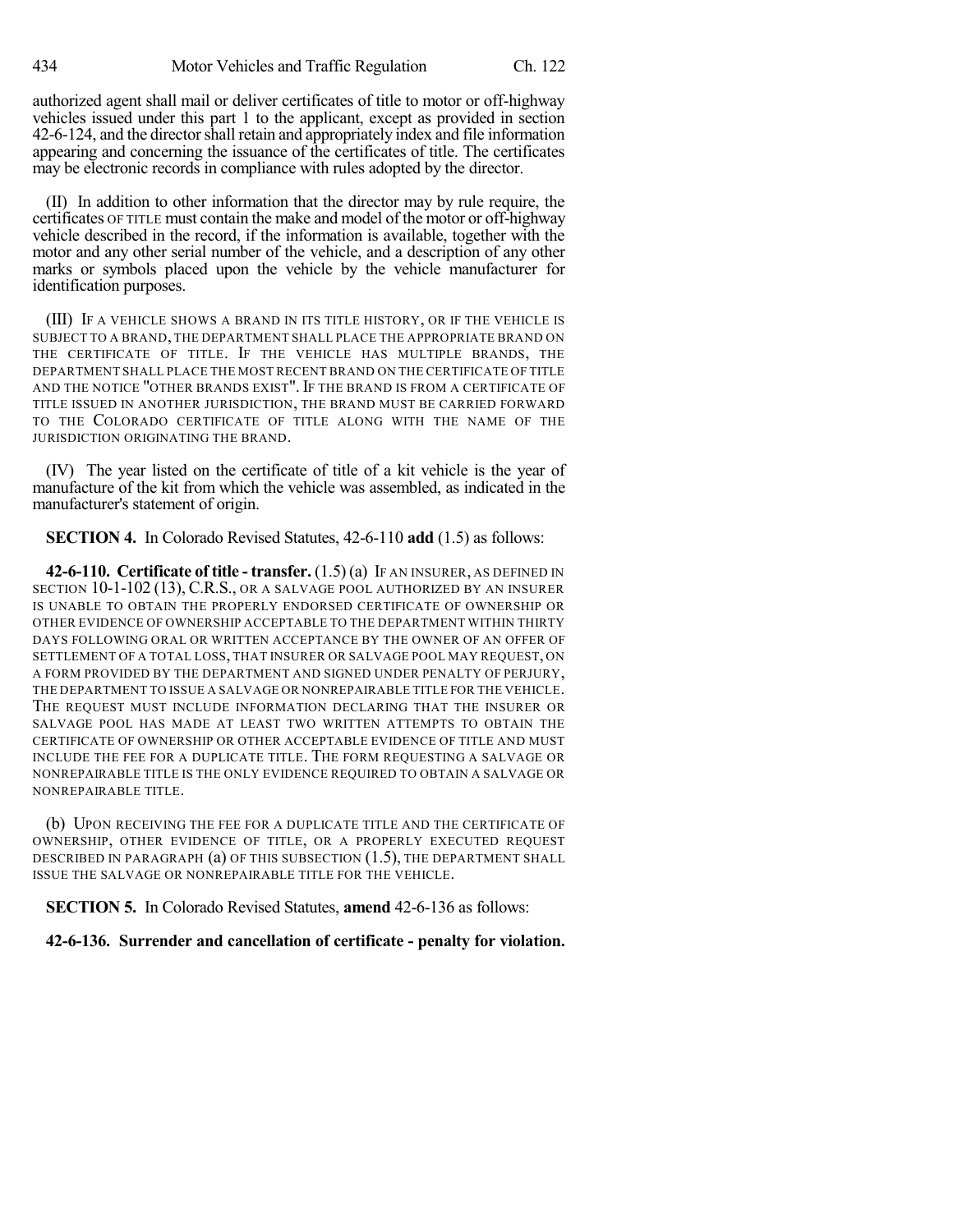authorized agent shall mail or deliver certificates of title to motor or off-highway vehicles issued under this part 1 to the applicant, except as provided in section 42-6-124, and the director shall retain and appropriately index and file information appearing and concerning the issuance of the certificates of title. The certificates may be electronic records in compliance with rules adopted by the director.

(II) In addition to other information that the director may by rule require, the certificates OF TITLE must contain the make and model of the motor or off-highway vehicle described in the record, if the information is available, together with the motor and any other serial number of the vehicle, and a description of any other marks or symbols placed upon the vehicle by the vehicle manufacturer for identification purposes.

(III) IF A VEHICLE SHOWS A BRAND IN ITS TITLE HISTORY, OR IF THE VEHICLE IS SUBJECT TO A BRAND, THE DEPARTMENT SHALL PLACE THE APPROPRIATE BRAND ON THE CERTIFICATE OF TITLE. IF THE VEHICLE HAS MULTIPLE BRANDS, THE DEPARTMENT SHALL PLACE THE MOST RECENT BRAND ON THE CERTIFICATE OF TITLE AND THE NOTICE "OTHER BRANDS EXIST". IF THE BRAND IS FROM A CERTIFICATE OF TITLE ISSUED IN ANOTHER JURISDICTION, THE BRAND MUST BE CARRIED FORWARD TO THE COLORADO CERTIFICATE OF TITLE ALONG WITH THE NAME OF THE JURISDICTION ORIGINATING THE BRAND.

(IV) The year listed on the certificate of title of a kit vehicle is the year of manufacture of the kit from which the vehicle was assembled, as indicated in the manufacturer's statement of origin.

**SECTION 4.** In Colorado Revised Statutes, 42-6-110 **add** (1.5) as follows:

**42-6-110. Certificate of title - transfer.** (1.5) (a) IF AN INSURER, AS DEFINED IN SECTION 10-1-102 (13), C.R.S., OR A SALVAGE POOL AUTHORIZED BY AN INSURER IS UNABLE TO OBTAIN THE PROPERLY ENDORSED CERTIFICATE OF OWNERSHIP OR OTHER EVIDENCE OF OWNERSHIP ACCEPTABLE TO THE DEPARTMENT WITHIN THIRTY DAYS FOLLOWING ORAL OR WRITTEN ACCEPTANCE BY THE OWNER OF AN OFFER OF SETTLEMENT OF A TOTAL LOSS, THAT INSURER OR SALVAGE POOL MAY REQUEST, ON A FORM PROVIDED BY THE DEPARTMENT AND SIGNED UNDER PENALTY OF PERJURY, THE DEPARTMENT TO ISSUE A SALVAGE OR NONREPAIRABLE TITLE FOR THE VEHICLE. THE REQUEST MUST INCLUDE INFORMATION DECLARING THAT THE INSURER OR SALVAGE POOL HAS MADE AT LEAST TWO WRITTEN ATTEMPTS TO OBTAIN THE CERTIFICATE OF OWNERSHIP OR OTHER ACCEPTABLE EVIDENCE OF TITLE AND MUST INCLUDE THE FEE FOR A DUPLICATE TITLE. THE FORM REQUESTING A SALVAGE OR NONREPAIRABLE TITLE IS THE ONLY EVIDENCE REQUIRED TO OBTAIN A SALVAGE OR NONREPAIRABLE TITLE.

(b) UPON RECEIVING THE FEE FOR A DUPLICATE TITLE AND THE CERTIFICATE OF OWNERSHIP, OTHER EVIDENCE OF TITLE, OR A PROPERLY EXECUTED REQUEST DESCRIBED IN PARAGRAPH (a) OF THIS SUBSECTION (1.5), THE DEPARTMENT SHALL ISSUE THE SALVAGE OR NONREPAIRABLE TITLE FOR THE VEHICLE.

**SECTION 5.** In Colorado Revised Statutes, **amend** 42-6-136 as follows:

**42-6-136. Surrender and cancellation of certificate - penalty for violation.**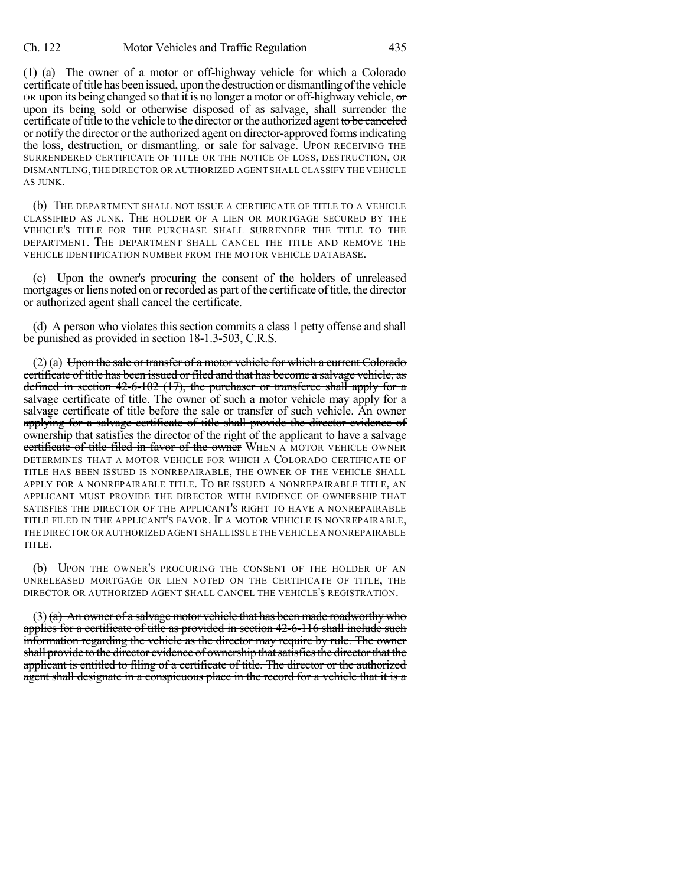(1) (a) The owner of a motor or off-highway vehicle for which a Colorado certificate of title has been issued, upon the destruction or dismantling of the vehicle OR upon its being changed so that it is no longer a motor or off-highway vehicle, ~~or upon its being sold or otherwise disposed of as salvage,~~ shall surrender the certificate of title to the vehicle to the director or the authorized agent ~~to be canceled~~ or notify the director or the authorized agent on director-approved forms indicating the loss, destruction, or dismantling. ~~or sale for salvage~~. UPON RECEIVING THE SURRENDERED CERTIFICATE OF TITLE OR THE NOTICE OF LOSS, DESTRUCTION, OR DISMANTLING, THE DIRECTOR OR AUTHORIZED AGENT SHALL CLASSIFY THE VEHICLE AS JUNK.

(b) THE DEPARTMENT SHALL NOT ISSUE A CERTIFICATE OF TITLE TO A VEHICLE CLASSIFIED AS JUNK. THE HOLDER OF A LIEN OR MORTGAGE SECURED BY THE VEHICLE'S TITLE FOR THE PURCHASE SHALL SURRENDER THE TITLE TO THE DEPARTMENT. THE DEPARTMENT SHALL CANCEL THE TITLE AND REMOVE THE VEHICLE IDENTIFICATION NUMBER FROM THE MOTOR VEHICLE DATABASE.

(c) Upon the owner's procuring the consent of the holders of unreleased mortgages or liens noted on or recorded as part of the certificate of title, the director or authorized agent shall cancel the certificate.

(d) A person who violates this section commits a class 1 petty offense and shall be punished as provided in section 18-1.3-503, C.R.S.

(2) (a) ~~Upon the sale or transfer of a motor vehicle for which a current Colorado certificate of title has been issued or filed and that has become a salvage vehicle, as defined in section 42-6-102 (17), the purchaser or transferee shall apply for a salvage certificate of title. The owner of such a motor vehicle may apply for a salvage certificate of title before the sale or transfer of such vehicle. An owner applying for a salvage certificate of title shall provide the director evidence of ownership that satisfies the director of the right of the applicant to have a salvage certificate of title filed in favor of the owner~~ WHEN A MOTOR VEHICLE OWNER DETERMINES THAT A MOTOR VEHICLE FOR WHICH A COLORADO CERTIFICATE OF TITLE HAS BEEN ISSUED IS NONREPAIRABLE, THE OWNER OF THE VEHICLE SHALL APPLY FOR A NONREPAIRABLE TITLE. TO BE ISSUED A NONREPAIRABLE TITLE, AN APPLICANT MUST PROVIDE THE DIRECTOR WITH EVIDENCE OF OWNERSHIP THAT SATISFIES THE DIRECTOR OF THE APPLICANT'S RIGHT TO HAVE A NONREPAIRABLE TITLE FILED IN THE APPLICANT'S FAVOR. IF A MOTOR VEHICLE IS NONREPAIRABLE, THE DIRECTOR OR AUTHORIZED AGENT SHALL ISSUE THE VEHICLE A NONREPAIRABLE TITLE.

(b) UPON THE OWNER'S PROCURING THE CONSENT OF THE HOLDER OF AN UNRELEASED MORTGAGE OR LIEN NOTED ON THE CERTIFICATE OF TITLE, THE DIRECTOR OR AUTHORIZED AGENT SHALL CANCEL THE VEHICLE'S REGISTRATION.

(3) ~~(a) An owner of a salvage motor vehicle that has been made roadworthy who applies for a certificate of title as provided in section 42-6-116 shall include such information regarding the vehicle as the director may require by rule. The owner shall provide to the director evidence of ownership that satisfies the director that the applicant is entitled to filing of a certificate of title. The director or the authorized agent shall designate in a conspicuous place in the record for a vehicle that it is a~~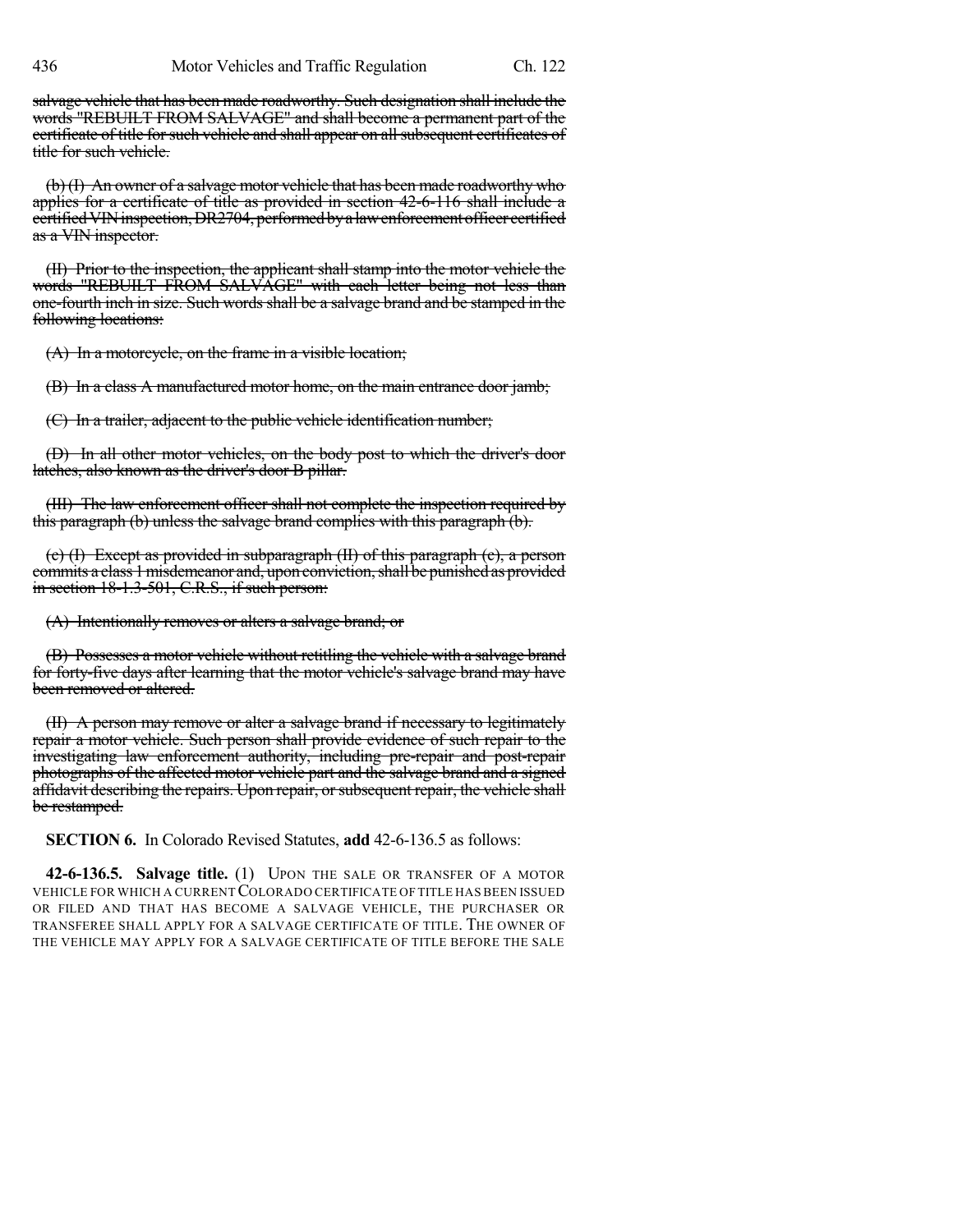~~salvage vehicle that has been made roadworthy. Such designation shall include the words "REBUILT FROM SALVAGE" and shall become a permanent part of the certificate of title for such vehicle and shall appear on all subsequent certificates of title for such vehicle.~~

~~(b) (I) An owner of a salvage motor vehicle that has been made roadworthy who applies for a certificate of title as provided in section 42-6-116 shall include a certified VIN inspection, DR2704, performed by a law enforcement officer certified as a VIN inspector.~~

~~(II) Prior to the inspection, the applicant shall stamp into the motor vehicle the words "REBUILT FROM SALVAGE" with each letter being not less than one-fourth inch in size. Such words shall be a salvage brand and be stamped in the following locations:~~

~~(A) In a motorcycle, on the frame in a visible location;~~

~~(B) In a class A manufactured motor home, on the main entrance door jamb;~~

~~(C) In a trailer, adjacent to the public vehicle identification number;~~

~~(D) In all other motor vehicles, on the body post to which the driver's door latches, also known as the driver's door B pillar.~~

~~(III) The law enforcement officer shall not complete the inspection required by this paragraph (b) unless the salvage brand complies with this paragraph (b).~~

~~(c) (I) Except as provided in subparagraph (II) of this paragraph (c), a person commits a class 1 misdemeanor and, upon conviction, shall be punished as provided in section 18-1.3-501, C.R.S., if such person:~~

~~(A) Intentionally removes or alters a salvage brand; or~~

~~(B) Possesses a motor vehicle without retitling the vehicle with a salvage brand for forty-five days after learning that the motor vehicle's salvage brand may have been removed or altered.~~

~~(II) A person may remove or alter a salvage brand if necessary to legitimately repair a motor vehicle. Such person shall provide evidence of such repair to the investigating law enforcement authority, including pre-repair and post-repair photographs of the affected motor vehicle part and the salvage brand and a signed affidavit describing the repairs. Upon repair, or subsequent repair, the vehicle shall be restamped.~~

**SECTION 6.** In Colorado Revised Statutes, **add** 42-6-136.5 as follows:

**42-6-136.5. Salvage title.** (1) UPON THE SALE OR TRANSFER OF A MOTOR VEHICLE FOR WHICH A CURRENT COLORADO CERTIFICATE OF TITLE HAS BEEN ISSUED OR FILED AND THAT HAS BECOME A SALVAGE VEHICLE, THE PURCHASER OR TRANSFEREE SHALL APPLY FOR A SALVAGE CERTIFICATE OF TITLE. THE OWNER OF THE VEHICLE MAY APPLY FOR A SALVAGE CERTIFICATE OF TITLE BEFORE THE SALE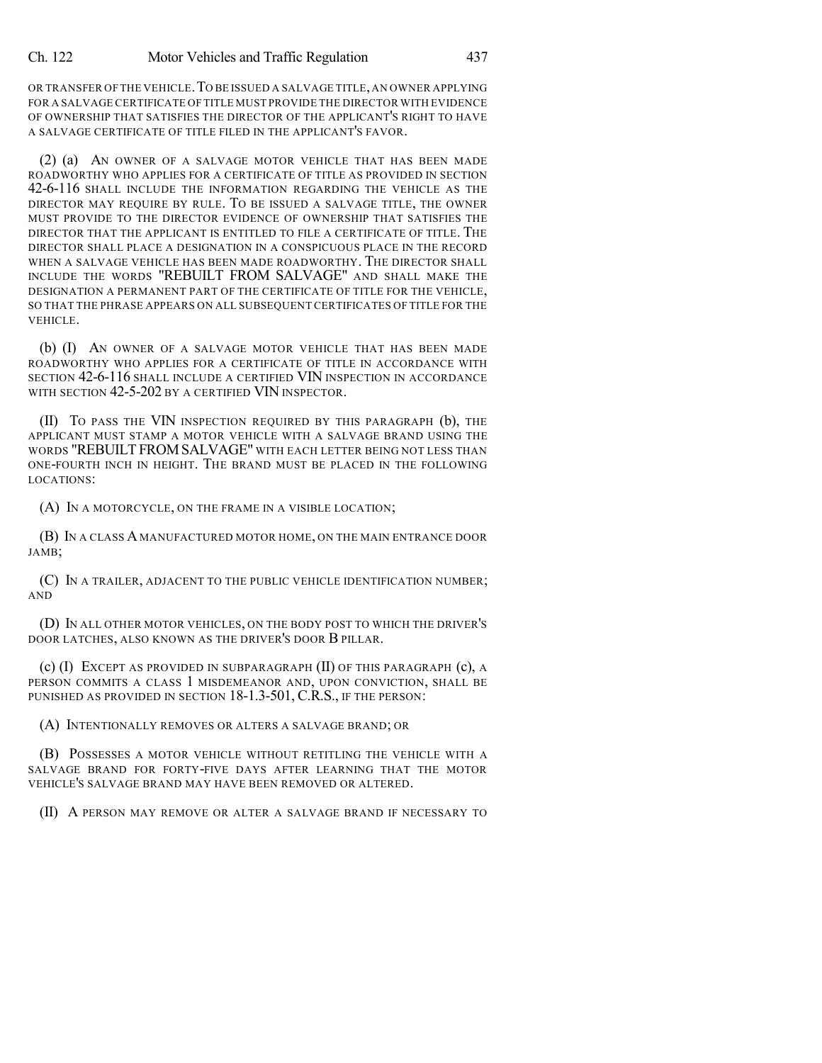OR TRANSFER OF THE VEHICLE. TO BE ISSUED A SALVAGE TITLE, AN OWNER APPLYING FOR A SALVAGE CERTIFICATE OF TITLE MUST PROVIDE THE DIRECTOR WITH EVIDENCE OF OWNERSHIP THAT SATISFIES THE DIRECTOR OF THE APPLICANT'S RIGHT TO HAVE A SALVAGE CERTIFICATE OF TITLE FILED IN THE APPLICANT'S FAVOR.

(2) (a) AN OWNER OF A SALVAGE MOTOR VEHICLE THAT HAS BEEN MADE ROADWORTHY WHO APPLIES FOR A CERTIFICATE OF TITLE AS PROVIDED IN SECTION 42-6-116 SHALL INCLUDE THE INFORMATION REGARDING THE VEHICLE AS THE DIRECTOR MAY REQUIRE BY RULE. TO BE ISSUED A SALVAGE TITLE, THE OWNER MUST PROVIDE TO THE DIRECTOR EVIDENCE OF OWNERSHIP THAT SATISFIES THE DIRECTOR THAT THE APPLICANT IS ENTITLED TO FILE A CERTIFICATE OF TITLE. THE DIRECTOR SHALL PLACE A DESIGNATION IN A CONSPICUOUS PLACE IN THE RECORD WHEN A SALVAGE VEHICLE HAS BEEN MADE ROADWORTHY. THE DIRECTOR SHALL INCLUDE THE WORDS "REBUILT FROM SALVAGE" AND SHALL MAKE THE DESIGNATION A PERMANENT PART OF THE CERTIFICATE OF TITLE FOR THE VEHICLE, SO THAT THE PHRASE APPEARS ON ALL SUBSEQUENT CERTIFICATES OF TITLE FOR THE VEHICLE.

(b) (I) AN OWNER OF A SALVAGE MOTOR VEHICLE THAT HAS BEEN MADE ROADWORTHY WHO APPLIES FOR A CERTIFICATE OF TITLE IN ACCORDANCE WITH SECTION 42-6-116 SHALL INCLUDE A CERTIFIED VIN INSPECTION IN ACCORDANCE WITH SECTION 42-5-202 BY A CERTIFIED VIN INSPECTOR.

(II) TO PASS THE VIN INSPECTION REQUIRED BY THIS PARAGRAPH (b), THE APPLICANT MUST STAMP A MOTOR VEHICLE WITH A SALVAGE BRAND USING THE WORDS "REBUILT FROM SALVAGE" WITH EACH LETTER BEING NOT LESS THAN ONE-FOURTH INCH IN HEIGHT. THE BRAND MUST BE PLACED IN THE FOLLOWING LOCATIONS:

(A) IN A MOTORCYCLE, ON THE FRAME IN A VISIBLE LOCATION;

(B) IN A CLASS A MANUFACTURED MOTOR HOME, ON THE MAIN ENTRANCE DOOR JAMB;

(C) IN A TRAILER, ADJACENT TO THE PUBLIC VEHICLE IDENTIFICATION NUMBER; AND

(D) IN ALL OTHER MOTOR VEHICLES, ON THE BODY POST TO WHICH THE DRIVER'S DOOR LATCHES, ALSO KNOWN AS THE DRIVER'S DOOR B PILLAR.

(c) (I) EXCEPT AS PROVIDED IN SUBPARAGRAPH (II) OF THIS PARAGRAPH (c), A PERSON COMMITS A CLASS 1 MISDEMEANOR AND, UPON CONVICTION, SHALL BE PUNISHED AS PROVIDED IN SECTION 18-1.3-501, C.R.S., IF THE PERSON:

(A) INTENTIONALLY REMOVES OR ALTERS A SALVAGE BRAND; OR

(B) POSSESSES A MOTOR VEHICLE WITHOUT RETITLING THE VEHICLE WITH A SALVAGE BRAND FOR FORTY-FIVE DAYS AFTER LEARNING THAT THE MOTOR VEHICLE'S SALVAGE BRAND MAY HAVE BEEN REMOVED OR ALTERED.

(II) A PERSON MAY REMOVE OR ALTER A SALVAGE BRAND IF NECESSARY TO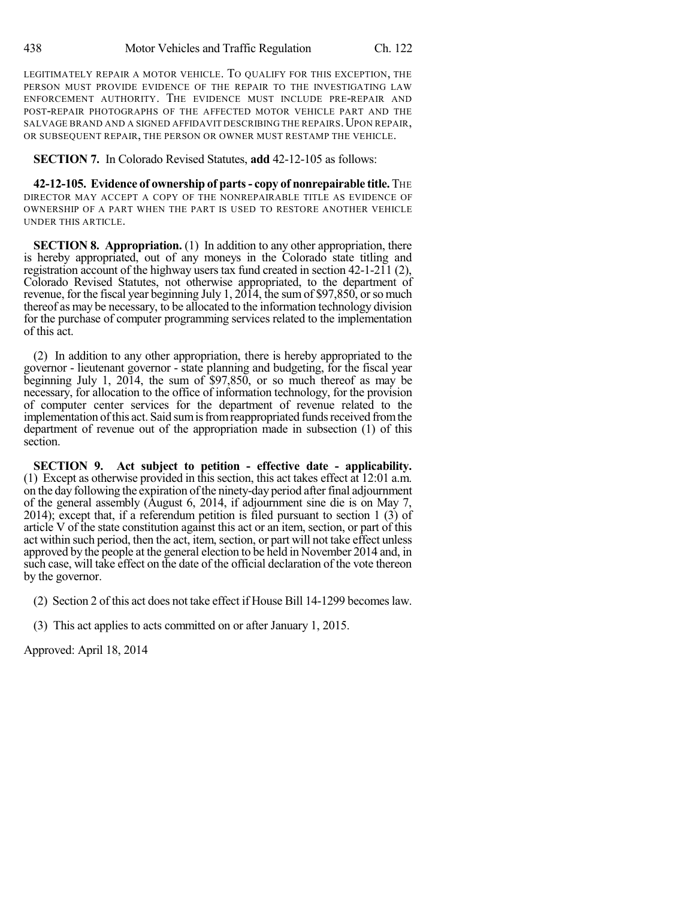LEGITIMATELY REPAIR A MOTOR VEHICLE. TO QUALIFY FOR THIS EXCEPTION, THE PERSON MUST PROVIDE EVIDENCE OF THE REPAIR TO THE INVESTIGATING LAW ENFORCEMENT AUTHORITY. THE EVIDENCE MUST INCLUDE PRE-REPAIR AND POST-REPAIR PHOTOGRAPHS OF THE AFFECTED MOTOR VEHICLE PART AND THE SALVAGE BRAND AND A SIGNED AFFIDAVIT DESCRIBING THE REPAIRS. UPON REPAIR, OR SUBSEQUENT REPAIR, THE PERSON OR OWNER MUST RESTAMP THE VEHICLE.

**SECTION 7.** In Colorado Revised Statutes, **add** 42-12-105 as follows:

**42-12-105. Evidence of ownership of parts - copy of nonrepairable title.** THE DIRECTOR MAY ACCEPT A COPY OF THE NONREPAIRABLE TITLE AS EVIDENCE OF OWNERSHIP OF A PART WHEN THE PART IS USED TO RESTORE ANOTHER VEHICLE UNDER THIS ARTICLE.

**SECTION 8. Appropriation.** (1) In addition to any other appropriation, there is hereby appropriated, out of any moneys in the Colorado state titling and registration account of the highway users tax fund created in section 42-1-211 (2), Colorado Revised Statutes, not otherwise appropriated, to the department of revenue, for the fiscal year beginning July 1, 2014, the sum of $97,850, or so much thereof as may be necessary, to be allocated to the information technology division for the purchase of computer programming services related to the implementation of this act.

(2) In addition to any other appropriation, there is hereby appropriated to the governor - lieutenant governor - state planning and budgeting, for the fiscal year beginning July 1, 2014, the sum of $97,850, or so much thereof as may be necessary, for allocation to the office of information technology, for the provision of computer center services for the department of revenue related to the implementation of this act. Said sum is from reappropriated funds received from the department of revenue out of the appropriation made in subsection (1) of this section.

**SECTION 9. Act subject to petition - effective date - applicability.** (1) Except as otherwise provided in this section, this act takes effect at 12:01 a.m. on the day following the expiration of the ninety-day period after final adjournment of the general assembly (August 6, 2014, if adjournment sine die is on May 7, 2014); except that, if a referendum petition is filed pursuant to section 1 (3) of article V of the state constitution against this act or an item, section, or part of this act within such period, then the act, item, section, or part will not take effect unless approved by the people at the general election to be held in November 2014 and, in such case, will take effect on the date of the official declaration of the vote thereon by the governor.

(2) Section 2 of this act does not take effect if House Bill 14-1299 becomes law.

(3) This act applies to acts committed on or after January 1, 2015.

Approved: April 18, 2014